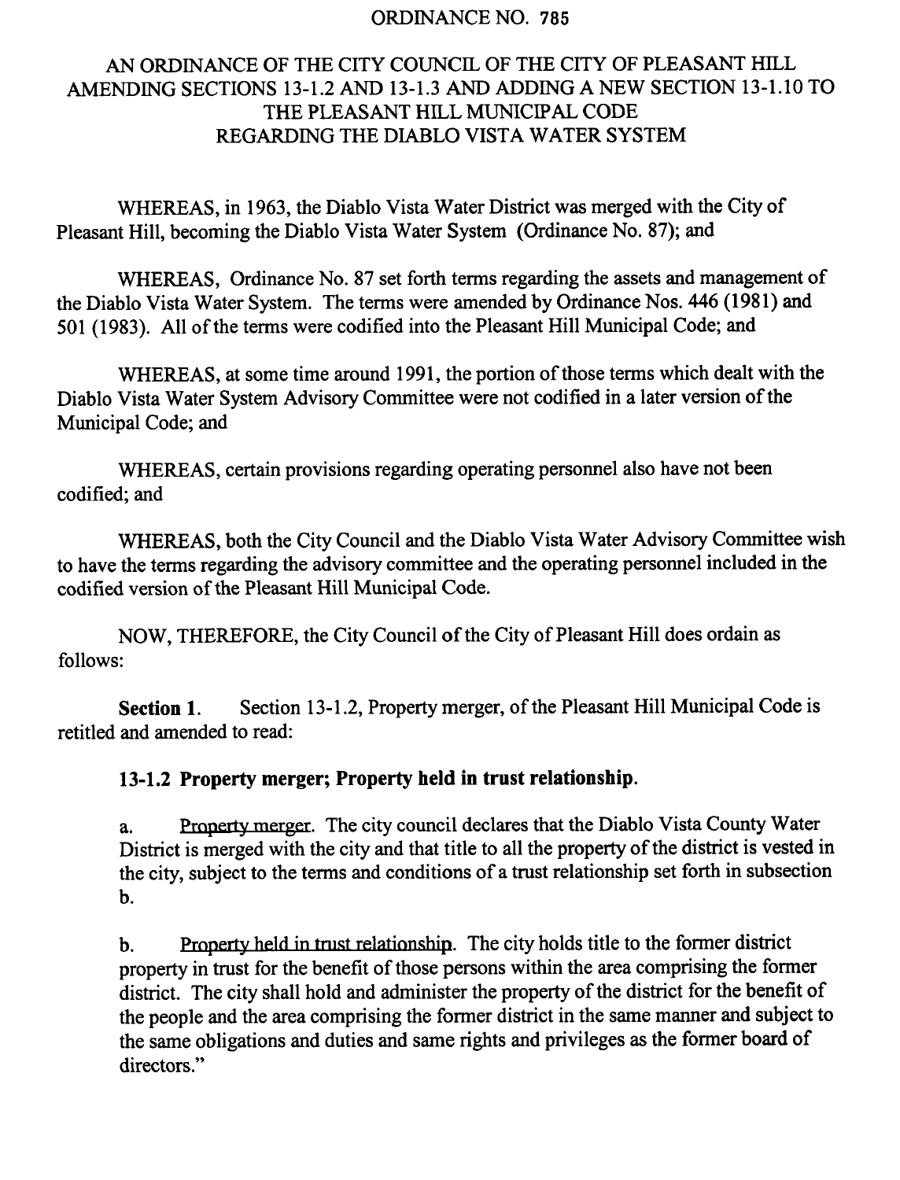# ORDINANCE NO. 785

## AN ORDINANCE OF THE CITY COUNCIL OF THE CITY OF PLEASANT HILL AMENDING SECTIONS 13-1.2 AND 13-1.3 AND ADDING A NEW SECTION 13-1.10 TO THE PLEASANT HILL MUNICIPAL CODE REGARDING THE DIABLO VISTA WATER SYSTEM

WHEREAS, in 1963, the Diablo Vista Water District was merged with the City of Pleasant Hill, becoming the Diablo Vista Water System (Ordinance No. 87); and

WHEREAS, Ordinance No. 87 set forth terms regarding the assets and management of the Diablo Vista Water System. The terms were amended by Ordinance Nos. 446 (1981) and 501 (1983). All of the terms were codified into the Pleasant Hill Municipal Code; and

WHEREAS, at some time around 1991, the portion of those terms which dealt with the Diablo Vista Water System Advisory Committee were not codified in a later version of the Municipal Code; and

WHEREAS, certain provisions regarding operating personnel also have not been codified; and

WHEREAS, both the City Council and the Diablo Vista Water Advisory Committee wish to have the terms regarding the advisory committee and the operating personnel included in the codified version of the Pleasant Hill Municipal Code.

NOW, THEREFORE, the City Council of the City of Pleasant Hill does ordain as follows:

**Section 1.** Section 13-1.2, Property merger, of the Pleasant Hill Municipal Code is retitled and amended to read:

**13-1.2 Property merger; Property held in trust relationship.**

a. Property merger. The city council declares that the Diablo Vista County Water District is merged with the city and that title to all the property of the district is vested in the city, subject to the terms and conditions of a trust relationship set forth in subsection b.

b. Property held in trust relationship. The city holds title to the former district property in trust for the benefit of those persons within the area comprising the former district. The city shall hold and administer the property of the district for the benefit of the people and the area comprising the former district in the same manner and subject to the same obligations and duties and same rights and privileges as the former board of directors."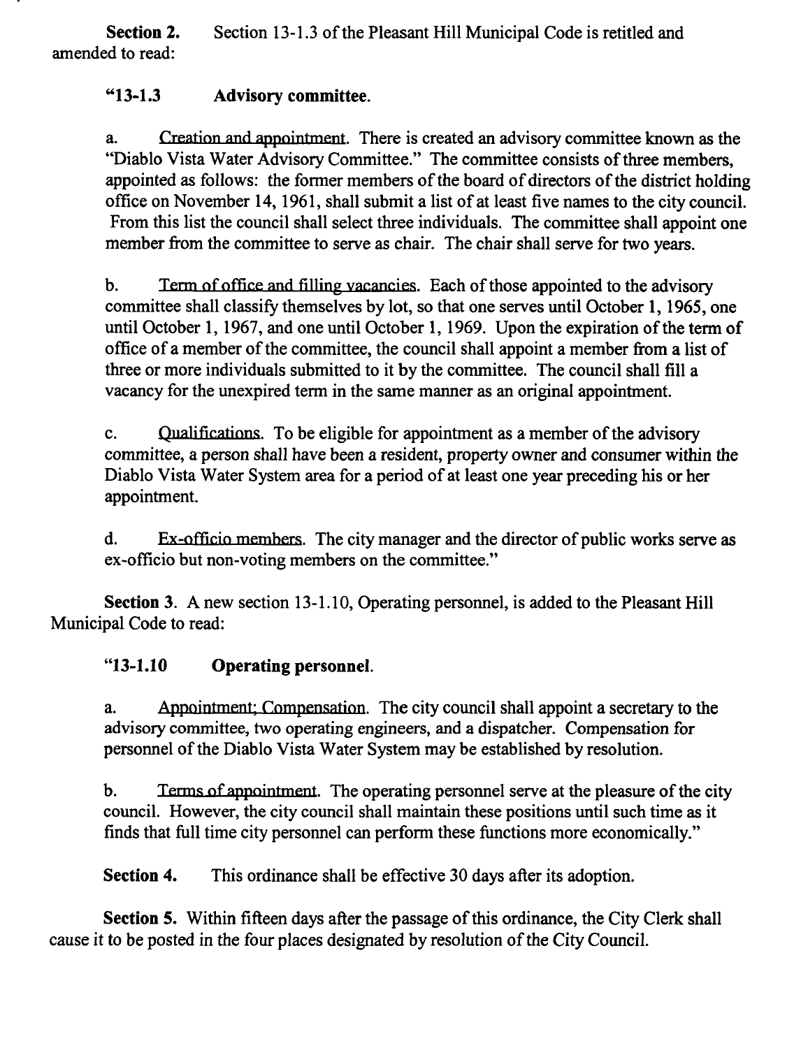**Section 2.** Section 13-1.3 of the Pleasant Hill Municipal Code is retitled and amended to read:

**"13-1.3 Advisory committee.**

a. Creation and appointment. There is created an advisory committee known as the "Diablo Vista Water Advisory Committee." The committee consists of three members, appointed as follows: the former members of the board of directors of the district holding office on November 14, 1961, shall submit a list of at least five names to the city council. From this list the council shall select three individuals. The committee shall appoint one member from the committee to serve as chair. The chair shall serve for two years.

b. Term of office and filling vacancies. Each of those appointed to the advisory committee shall classify themselves by lot, so that one serves until October 1, 1965, one until October 1, 1967, and one until October 1, 1969. Upon the expiration of the term of office of a member of the committee, the council shall appoint a member from a list of three or more individuals submitted to it by the committee. The council shall fill a vacancy for the unexpired term in the same manner as an original appointment.

c. Qualifications. To be eligible for appointment as a member of the advisory committee, a person shall have been a resident, property owner and consumer within the Diablo Vista Water System area for a period of at least one year preceding his or her appointment.

d. Ex-officio members. The city manager and the director of public works serve as ex-officio but non-voting members on the committee."

**Section 3.** A new section 13-1.10, Operating personnel, is added to the Pleasant Hill Municipal Code to read:

**"13-1.10 Operating personnel.**

a. Appointment; Compensation. The city council shall appoint a secretary to the advisory committee, two operating engineers, and a dispatcher. Compensation for personnel of the Diablo Vista Water System may be established by resolution.

b. Terms of appointment. The operating personnel serve at the pleasure of the city council. However, the city council shall maintain these positions until such time as it finds that full time city personnel can perform these functions more economically."

**Section 4.** This ordinance shall be effective 30 days after its adoption.

**Section 5.** Within fifteen days after the passage of this ordinance, the City Clerk shall cause it to be posted in the four places designated by resolution of the City Council.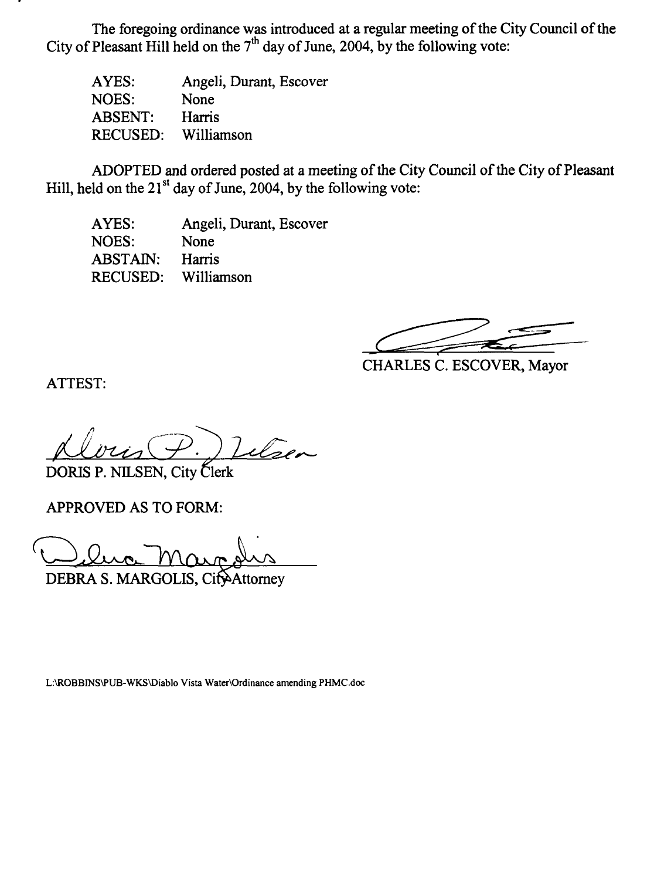The foregoing ordinance was introduced at a regular meeting of the City Council of the City of Pleasant Hill held on the 7th day of June, 2004, by the following vote:

AYES: Angeli, Durant, Escover
NOES: None
ABSENT: Harris
RECUSED: Williamson

ADOPTED and ordered posted at a meeting of the City Council of the City of Pleasant Hill, held on the 21st day of June, 2004, by the following vote:

AYES: Angeli, Durant, Escover
NOES: None
ABSTAIN: Harris
RECUSED: Williamson

CHARLES C. ESCOVER, Mayor

ATTEST:

DORIS P. NILSEN, City Clerk

APPROVED AS TO FORM:

DEBRA S. MARGOLIS, City Attorney

L:\ROBBINS\PUB-WKS\Diablo Vista Water\Ordinance amending PHMC.doc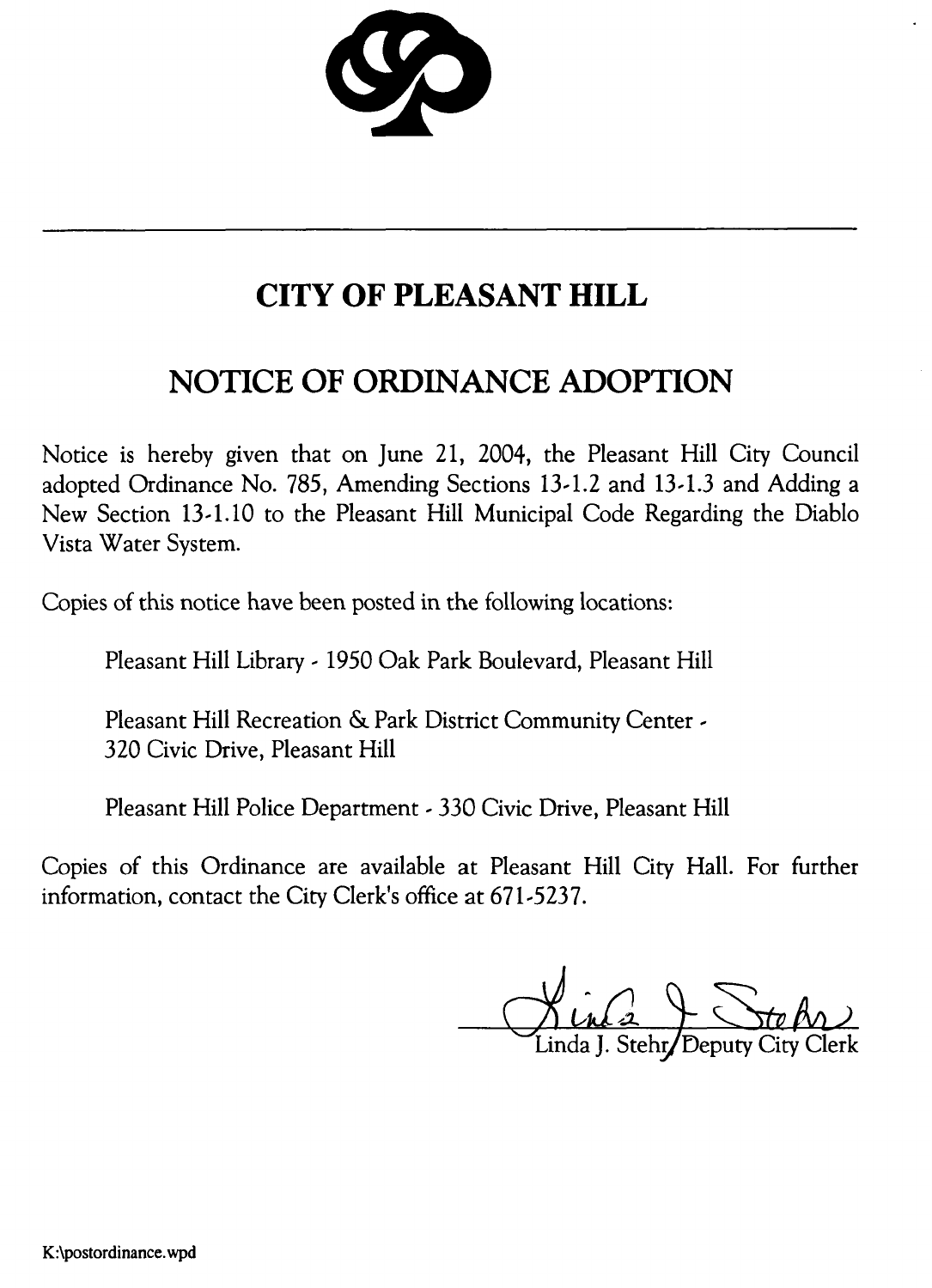# CITY OF PLEASANT HILL

## NOTICE OF ORDINANCE ADOPTION

Notice is hereby given that on June 21, 2004, the Pleasant Hill City Council adopted Ordinance No. 785, Amending Sections 13-1.2 and 13-1.3 and Adding a New Section 13-1.10 to the Pleasant Hill Municipal Code Regarding the Diablo Vista Water System.

Copies of this notice have been posted in the following locations:

Pleasant Hill Library - 1950 Oak Park Boulevard, Pleasant Hill

Pleasant Hill Recreation & Park District Community Center - 320 Civic Drive, Pleasant Hill

Pleasant Hill Police Department - 330 Civic Drive, Pleasant Hill

Copies of this Ordinance are available at Pleasant Hill City Hall. For further information, contact the City Clerk's office at 671-5237.

Linda J. Stehr, Deputy City Clerk

K:\postordinance.wpd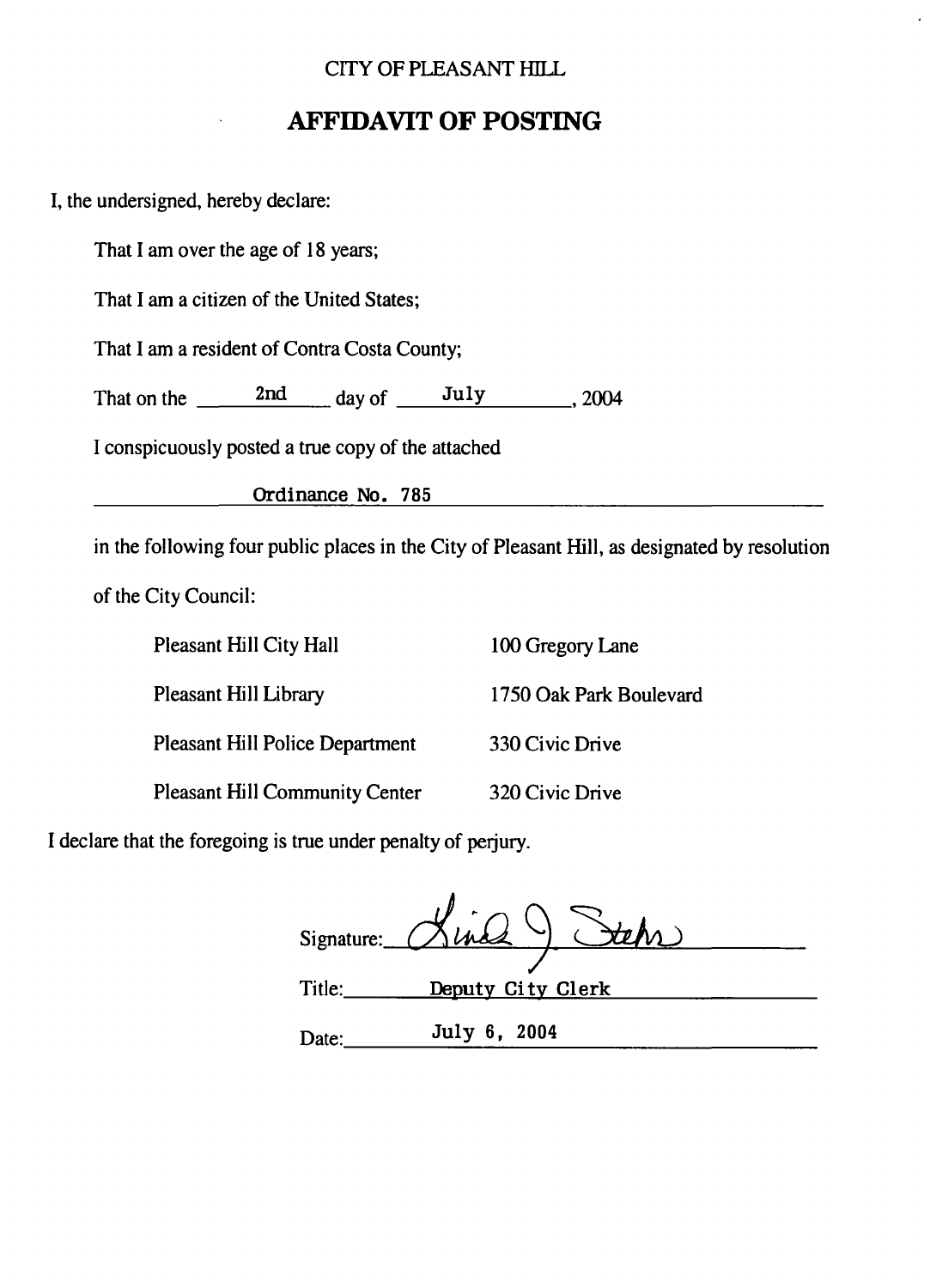CITY OF PLEASANT HILL

# AFFIDAVIT OF POSTING

I, the undersigned, hereby declare:

That I am over the age of 18 years;

That I am a citizen of the United States;

That I am a resident of Contra Costa County;

That on the 2nd day of July, 2004

I conspicuously posted a true copy of the attached

Ordinance No. 785

in the following four public places in the City of Pleasant Hill, as designated by resolution of the City Council:

| | |
|---|---|
| Pleasant Hill City Hall | 100 Gregory Lane |
| Pleasant Hill Library | 1750 Oak Park Boulevard |
| Pleasant Hill Police Department | 330 Civic Drive |
| Pleasant Hill Community Center | 320 Civic Drive |

I declare that the foregoing is true under penalty of perjury.

Signature: Linda J. Stehn

Title: Deputy City Clerk

Date: July 6, 2004